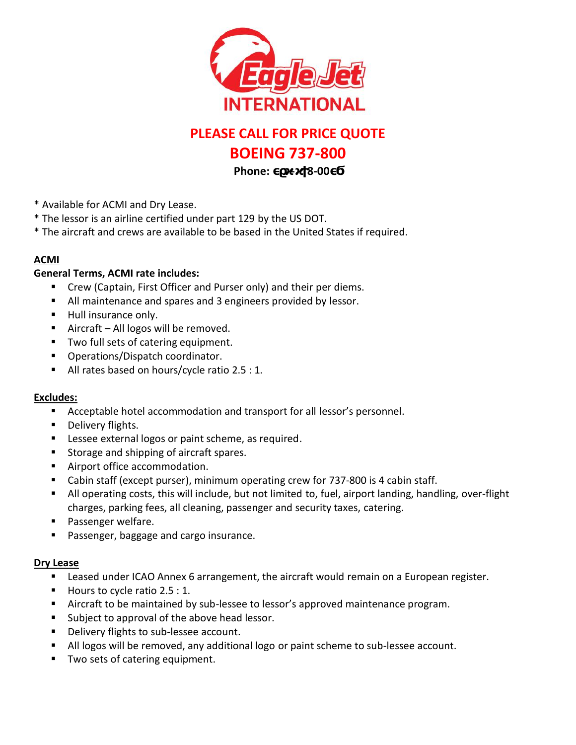Eagle Jet
INTERNATIONAL

# PLEASE CALL FOR PRICE QUOTE

# BOEING 737-800

**Phone: єϼϰ-ϰϯ8-00єϬ**

* Available for ACMI and Dry Lease.
* The lessor is an airline certified under part 129 by the US DOT.
* The aircraft and crews are available to be based in the United States if required.

## ACMI

**General Terms, ACMI rate includes:**

- Crew (Captain, First Officer and Purser only) and their per diems.
- All maintenance and spares and 3 engineers provided by lessor.
- Hull insurance only.
- Aircraft – All logos will be removed.
- Two full sets of catering equipment.
- Operations/Dispatch coordinator.
- All rates based on hours/cycle ratio 2.5 : 1.

## Excludes:

- Acceptable hotel accommodation and transport for all lessor's personnel.
- Delivery flights.
- Lessee external logos or paint scheme, as required.
- Storage and shipping of aircraft spares.
- Airport office accommodation.
- Cabin staff (except purser), minimum operating crew for 737-800 is 4 cabin staff.
- All operating costs, this will include, but not limited to, fuel, airport landing, handling, over-flight charges, parking fees, all cleaning, passenger and security taxes, catering.
- Passenger welfare.
- Passenger, baggage and cargo insurance.

## Dry Lease

- Leased under ICAO Annex 6 arrangement, the aircraft would remain on a European register.
- Hours to cycle ratio 2.5 : 1.
- Aircraft to be maintained by sub-lessee to lessor's approved maintenance program.
- Subject to approval of the above head lessor.
- Delivery flights to sub-lessee account.
- All logos will be removed, any additional logo or paint scheme to sub-lessee account.
- Two sets of catering equipment.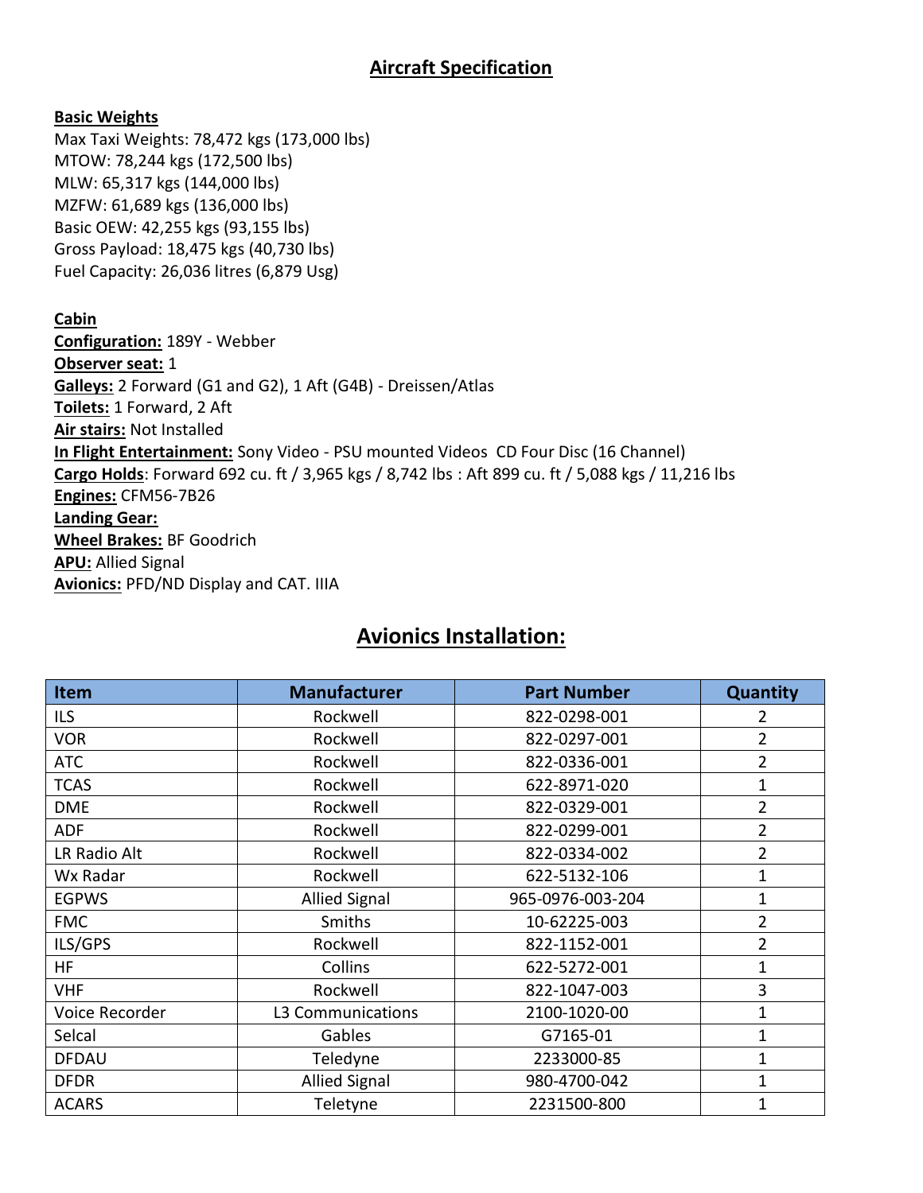# Aircraft Specification

**Basic Weights**

Max Taxi Weights: 78,472 kgs (173,000 lbs)
MTOW: 78,244 kgs (172,500 lbs)
MLW: 65,317 kgs (144,000 lbs)
MZFW: 61,689 kgs (136,000 lbs)
Basic OEW: 42,255 kgs (93,155 lbs)
Gross Payload: 18,475 kgs (40,730 lbs)
Fuel Capacity: 26,036 litres (6,879 Usg)

**Cabin**

**Configuration:** 189Y - Webber
**Observer seat:** 1
**Galleys:** 2 Forward (G1 and G2), 1 Aft (G4B) - Dreissen/Atlas
**Toilets:** 1 Forward, 2 Aft
**Air stairs:** Not Installed
**In Flight Entertainment:** Sony Video - PSU mounted Videos CD Four Disc (16 Channel)
**Cargo Holds**: Forward 692 cu. ft / 3,965 kgs / 8,742 lbs : Aft 899 cu. ft / 5,088 kgs / 11,216 lbs
**Engines:** CFM56-7B26
**Landing Gear:**
**Wheel Brakes:** BF Goodrich
**APU:** Allied Signal
**Avionics:** PFD/ND Display and CAT. IIIA

## Avionics Installation:

| Item | Manufacturer | Part Number | Quantity |
|---|---|---|---|
| ILS | Rockwell | 822-0298-001 | 2 |
| VOR | Rockwell | 822-0297-001 | 2 |
| ATC | Rockwell | 822-0336-001 | 2 |
| TCAS | Rockwell | 622-8971-020 | 1 |
| DME | Rockwell | 822-0329-001 | 2 |
| ADF | Rockwell | 822-0299-001 | 2 |
| LR Radio Alt | Rockwell | 822-0334-002 | 2 |
| Wx Radar | Rockwell | 622-5132-106 | 1 |
| EGPWS | Allied Signal | 965-0976-003-204 | 1 |
| FMC | Smiths | 10-62225-003 | 2 |
| ILS/GPS | Rockwell | 822-1152-001 | 2 |
| HF | Collins | 622-5272-001 | 1 |
| VHF | Rockwell | 822-1047-003 | 3 |
| Voice Recorder | L3 Communications | 2100-1020-00 | 1 |
| Selcal | Gables | G7165-01 | 1 |
| DFDAU | Teledyne | 2233000-85 | 1 |
| DFDR | Allied Signal | 980-4700-042 | 1 |
| ACARS | Teletyne | 2231500-800 | 1 |